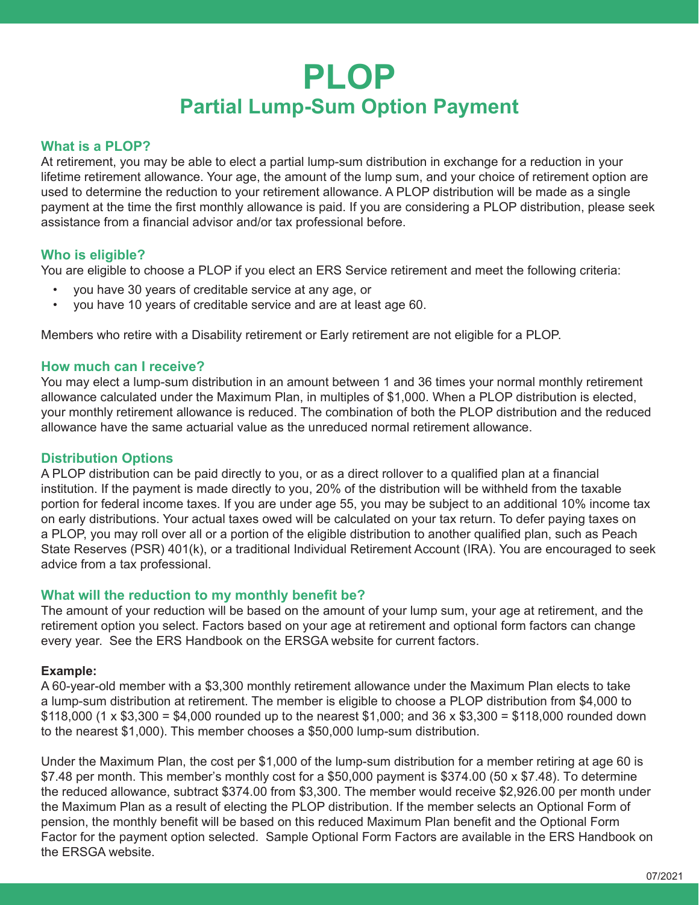# PLOP

## Partial Lump-Sum Option Payment

### What is a PLOP?

At retirement, you may be able to elect a partial lump-sum distribution in exchange for a reduction in your lifetime retirement allowance. Your age, the amount of the lump sum, and your choice of retirement option are used to determine the reduction to your retirement allowance. A PLOP distribution will be made as a single payment at the time the first monthly allowance is paid. If you are considering a PLOP distribution, please seek assistance from a financial advisor and/or tax professional before.

### Who is eligible?

You are eligible to choose a PLOP if you elect an ERS Service retirement and meet the following criteria:

- you have 30 years of creditable service at any age, or
- you have 10 years of creditable service and are at least age 60.

Members who retire with a Disability retirement or Early retirement are not eligible for a PLOP.

### How much can I receive?

You may elect a lump-sum distribution in an amount between 1 and 36 times your normal monthly retirement allowance calculated under the Maximum Plan, in multiples of $1,000. When a PLOP distribution is elected, your monthly retirement allowance is reduced. The combination of both the PLOP distribution and the reduced allowance have the same actuarial value as the unreduced normal retirement allowance.

### Distribution Options

A PLOP distribution can be paid directly to you, or as a direct rollover to a qualified plan at a financial institution. If the payment is made directly to you, 20% of the distribution will be withheld from the taxable portion for federal income taxes. If you are under age 55, you may be subject to an additional 10% income tax on early distributions. Your actual taxes owed will be calculated on your tax return. To defer paying taxes on a PLOP, you may roll over all or a portion of the eligible distribution to another qualified plan, such as Peach State Reserves (PSR) 401(k), or a traditional Individual Retirement Account (IRA). You are encouraged to seek advice from a tax professional.

### What will the reduction to my monthly benefit be?

The amount of your reduction will be based on the amount of your lump sum, your age at retirement, and the retirement option you select. Factors based on your age at retirement and optional form factors can change every year. See the ERS Handbook on the ERSGA website for current factors.

**Example:**

A 60-year-old member with a $3,300 monthly retirement allowance under the Maximum Plan elects to take a lump-sum distribution at retirement. The member is eligible to choose a PLOP distribution from $4,000 to $118,000 (1 x $3,300 = $4,000 rounded up to the nearest $1,000; and 36 x $3,300 = $118,000 rounded down to the nearest $1,000). This member chooses a $50,000 lump-sum distribution.

Under the Maximum Plan, the cost per $1,000 of the lump-sum distribution for a member retiring at age 60 is $7.48 per month. This member's monthly cost for a $50,000 payment is $374.00 (50 x $7.48). To determine the reduced allowance, subtract $374.00 from $3,300. The member would receive $2,926.00 per month under the Maximum Plan as a result of electing the PLOP distribution. If the member selects an Optional Form of pension, the monthly benefit will be based on this reduced Maximum Plan benefit and the Optional Form Factor for the payment option selected. Sample Optional Form Factors are available in the ERS Handbook on the ERSGA website.

07/2021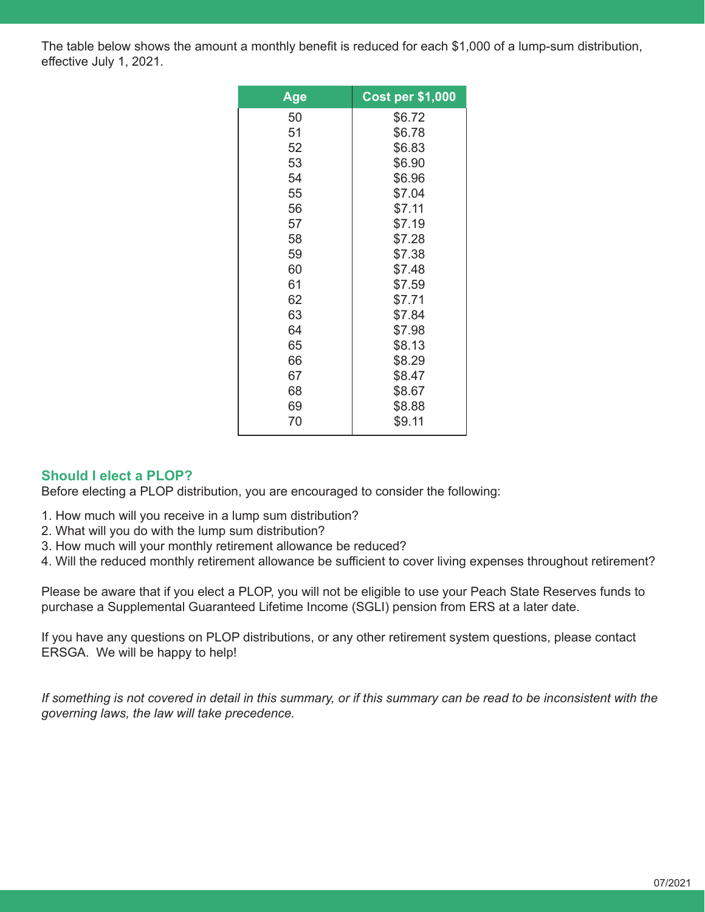The table below shows the amount a monthly benefit is reduced for each $1,000 of a lump-sum distribution, effective July 1, 2021.

| Age | Cost per $1,000 |
|---|---|
| 50 | $6.72 |
| 51 | $6.78 |
| 52 | $6.83 |
| 53 | $6.90 |
| 54 | $6.96 |
| 55 | $7.04 |
| 56 | $7.11 |
| 57 | $7.19 |
| 58 | $7.28 |
| 59 | $7.38 |
| 60 | $7.48 |
| 61 | $7.59 |
| 62 | $7.71 |
| 63 | $7.84 |
| 64 | $7.98 |
| 65 | $8.13 |
| 66 | $8.29 |
| 67 | $8.47 |
| 68 | $8.67 |
| 69 | $8.88 |
| 70 | $9.11 |

## Should I elect a PLOP?

Before electing a PLOP distribution, you are encouraged to consider the following:

1. How much will you receive in a lump sum distribution?
2. What will you do with the lump sum distribution?
3. How much will your monthly retirement allowance be reduced?
4. Will the reduced monthly retirement allowance be sufficient to cover living expenses throughout retirement?

Please be aware that if you elect a PLOP, you will not be eligible to use your Peach State Reserves funds to purchase a Supplemental Guaranteed Lifetime Income (SGLI) pension from ERS at a later date.

If you have any questions on PLOP distributions, or any other retirement system questions, please contact ERSGA. We will be happy to help!

*If something is not covered in detail in this summary, or if this summary can be read to be inconsistent with the governing laws, the law will take precedence.*

07/2021